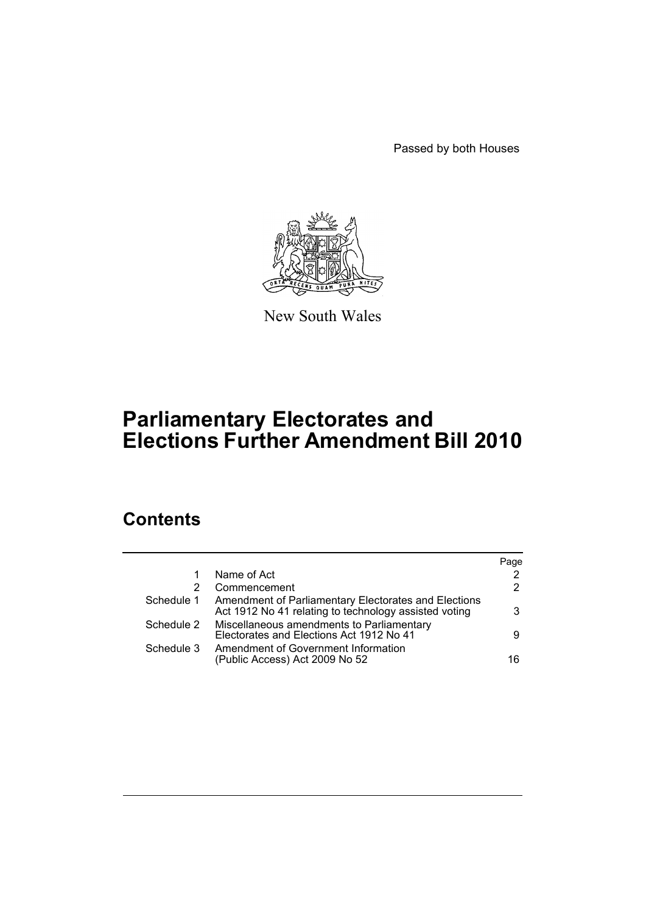Passed by both Houses

New South Wales

# Parliamentary Electorates and Elections Further Amendment Bill 2010

## Contents

| | | Page |
|---|---|---|
| 1 | Name of Act | 2 |
| 2 | Commencement | 2 |
| Schedule 1 | Amendment of Parliamentary Electorates and Elections Act 1912 No 41 relating to technology assisted voting | 3 |
| Schedule 2 | Miscellaneous amendments to Parliamentary Electorates and Elections Act 1912 No 41 | 9 |
| Schedule 3 | Amendment of Government Information (Public Access) Act 2009 No 52 | 16 |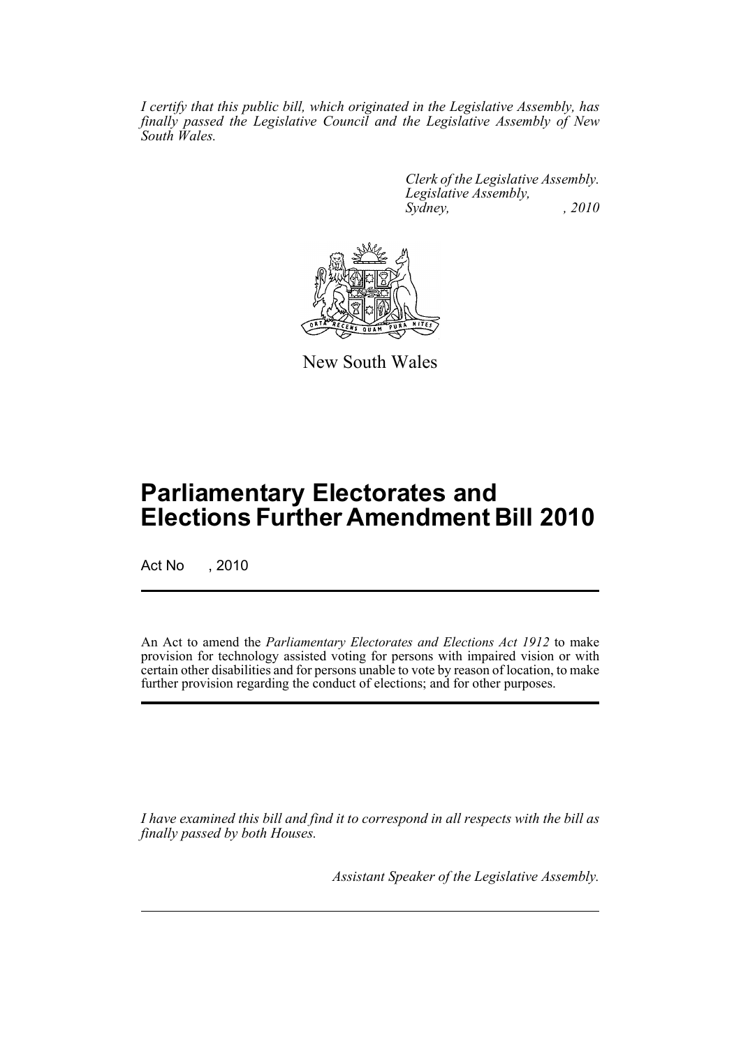*I certify that this public bill, which originated in the Legislative Assembly, has finally passed the Legislative Council and the Legislative Assembly of New South Wales.*

*Clerk of the Legislative Assembly.*
*Legislative Assembly,*
*Sydney, , 2010*

New South Wales

# Parliamentary Electorates and Elections Further Amendment Bill 2010

Act No , 2010

An Act to amend the *Parliamentary Electorates and Elections Act 1912* to make provision for technology assisted voting for persons with impaired vision or with certain other disabilities and for persons unable to vote by reason of location, to make further provision regarding the conduct of elections; and for other purposes.

*I have examined this bill and find it to correspond in all respects with the bill as finally passed by both Houses.*

*Assistant Speaker of the Legislative Assembly.*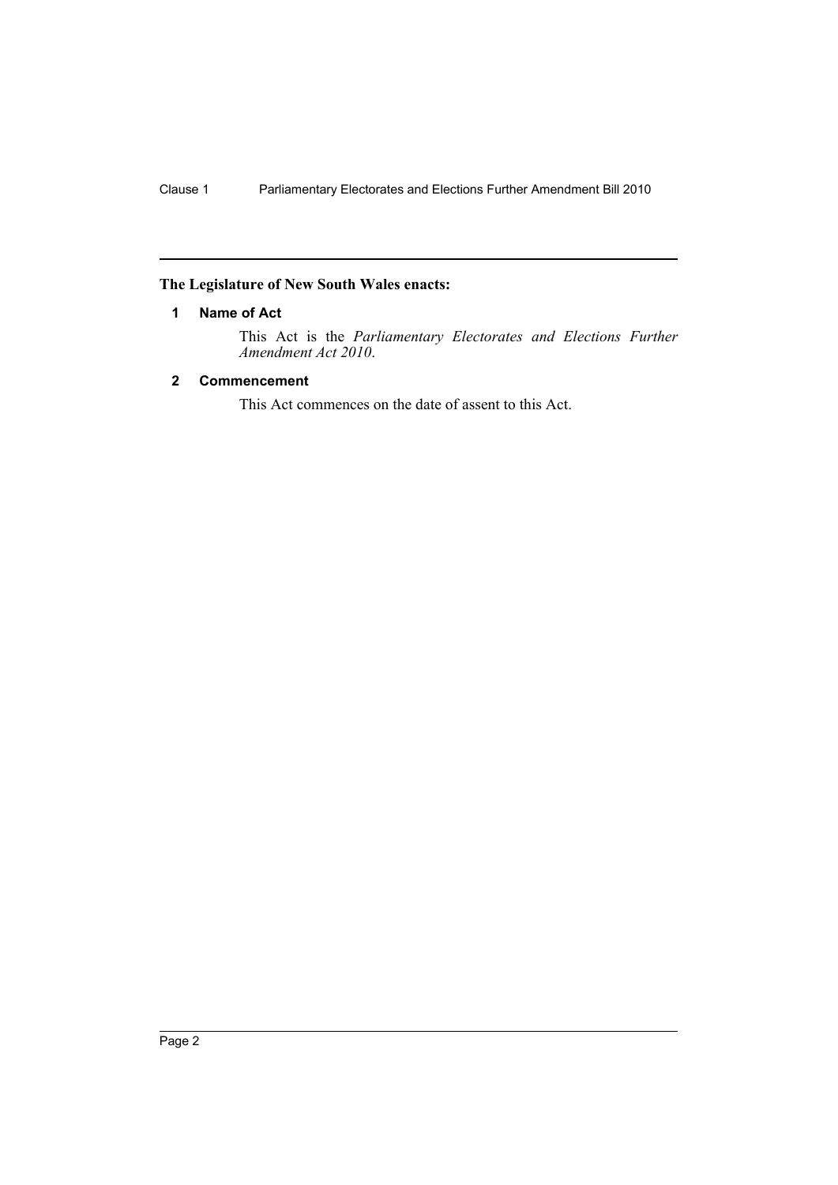**The Legislature of New South Wales enacts:**

## 1 Name of Act

This Act is the *Parliamentary Electorates and Elections Further Amendment Act 2010*.

## 2 Commencement

This Act commences on the date of assent to this Act.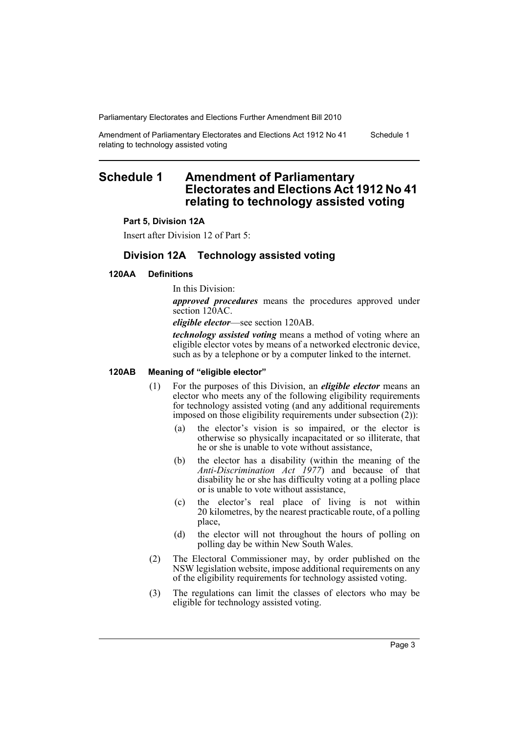# Schedule 1 Amendment of Parliamentary Electorates and Elections Act 1912 No 41 relating to technology assisted voting

**Part 5, Division 12A**

Insert after Division 12 of Part 5:

## Division 12A Technology assisted voting

### 120AA Definitions

In this Division:

***approved procedures*** means the procedures approved under section 120AC.

***eligible elector***—see section 120AB.

***technology assisted voting*** means a method of voting where an eligible elector votes by means of a networked electronic device, such as by a telephone or by a computer linked to the internet.

### 120AB Meaning of "eligible elector"

(1) For the purposes of this Division, an ***eligible elector*** means an elector who meets any of the following eligibility requirements for technology assisted voting (and any additional requirements imposed on those eligibility requirements under subsection (2)):

- (a) the elector's vision is so impaired, or the elector is otherwise so physically incapacitated or so illiterate, that he or she is unable to vote without assistance,
- (b) the elector has a disability (within the meaning of the *Anti-Discrimination Act 1977*) and because of that disability he or she has difficulty voting at a polling place or is unable to vote without assistance,
- (c) the elector's real place of living is not within 20 kilometres, by the nearest practicable route, of a polling place,
- (d) the elector will not throughout the hours of polling on polling day be within New South Wales.

(2) The Electoral Commissioner may, by order published on the NSW legislation website, impose additional requirements on any of the eligibility requirements for technology assisted voting.

(3) The regulations can limit the classes of electors who may be eligible for technology assisted voting.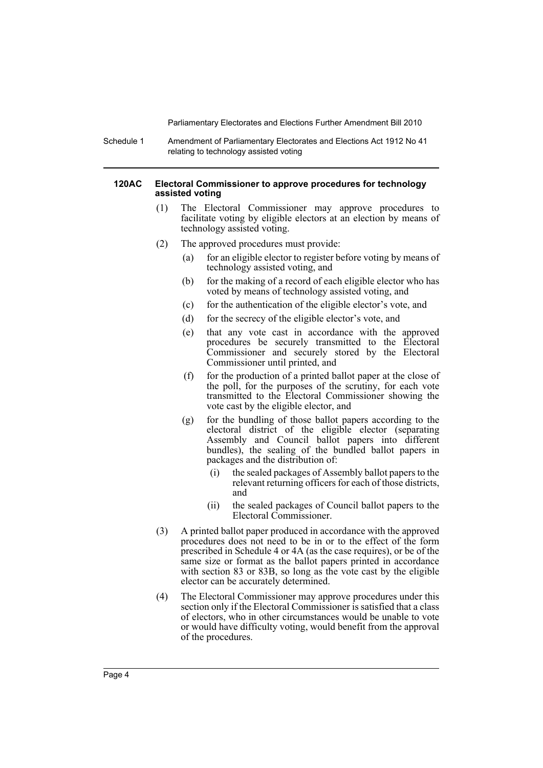#### 120AC Electoral Commissioner to approve procedures for technology assisted voting

(1) The Electoral Commissioner may approve procedures to facilitate voting by eligible electors at an election by means of technology assisted voting.

(2) The approved procedures must provide:

- (a) for an eligible elector to register before voting by means of technology assisted voting, and
- (b) for the making of a record of each eligible elector who has voted by means of technology assisted voting, and
- (c) for the authentication of the eligible elector's vote, and
- (d) for the secrecy of the eligible elector's vote, and
- (e) that any vote cast in accordance with the approved procedures be securely transmitted to the Electoral Commissioner and securely stored by the Electoral Commissioner until printed, and
- (f) for the production of a printed ballot paper at the close of the poll, for the purposes of the scrutiny, for each vote transmitted to the Electoral Commissioner showing the vote cast by the eligible elector, and
- (g) for the bundling of those ballot papers according to the electoral district of the eligible elector (separating Assembly and Council ballot papers into different bundles), the sealing of the bundled ballot papers in packages and the distribution of:
  - (i) the sealed packages of Assembly ballot papers to the relevant returning officers for each of those districts, and
  - (ii) the sealed packages of Council ballot papers to the Electoral Commissioner.

(3) A printed ballot paper produced in accordance with the approved procedures does not need to be in or to the effect of the form prescribed in Schedule 4 or 4A (as the case requires), or be of the same size or format as the ballot papers printed in accordance with section 83 or 83B, so long as the vote cast by the eligible elector can be accurately determined.

(4) The Electoral Commissioner may approve procedures under this section only if the Electoral Commissioner is satisfied that a class of electors, who in other circumstances would be unable to vote or would have difficulty voting, would benefit from the approval of the procedures.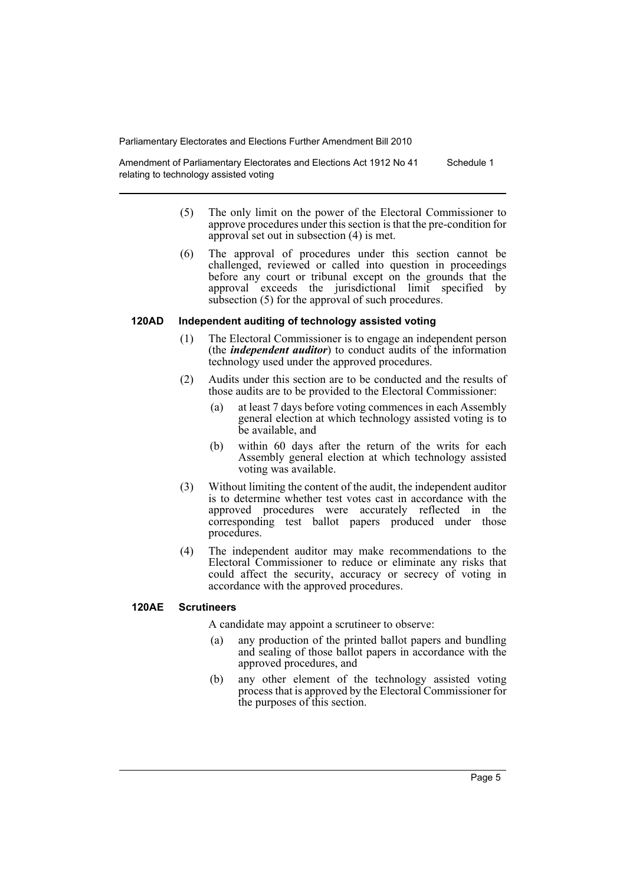(5) The only limit on the power of the Electoral Commissioner to approve procedures under this section is that the pre-condition for approval set out in subsection (4) is met.

(6) The approval of procedures under this section cannot be challenged, reviewed or called into question in proceedings before any court or tribunal except on the grounds that the approval exceeds the jurisdictional limit specified by subsection (5) for the approval of such procedures.

### 120AD Independent auditing of technology assisted voting

(1) The Electoral Commissioner is to engage an independent person (the ***independent auditor***) to conduct audits of the information technology used under the approved procedures.

(2) Audits under this section are to be conducted and the results of those audits are to be provided to the Electoral Commissioner:

- (a) at least 7 days before voting commences in each Assembly general election at which technology assisted voting is to be available, and
- (b) within 60 days after the return of the writs for each Assembly general election at which technology assisted voting was available.

(3) Without limiting the content of the audit, the independent auditor is to determine whether test votes cast in accordance with the approved procedures were accurately reflected in the corresponding test ballot papers produced under those procedures.

(4) The independent auditor may make recommendations to the Electoral Commissioner to reduce or eliminate any risks that could affect the security, accuracy or secrecy of voting in accordance with the approved procedures.

### 120AE Scrutineers

A candidate may appoint a scrutineer to observe:

- (a) any production of the printed ballot papers and bundling and sealing of those ballot papers in accordance with the approved procedures, and
- (b) any other element of the technology assisted voting process that is approved by the Electoral Commissioner for the purposes of this section.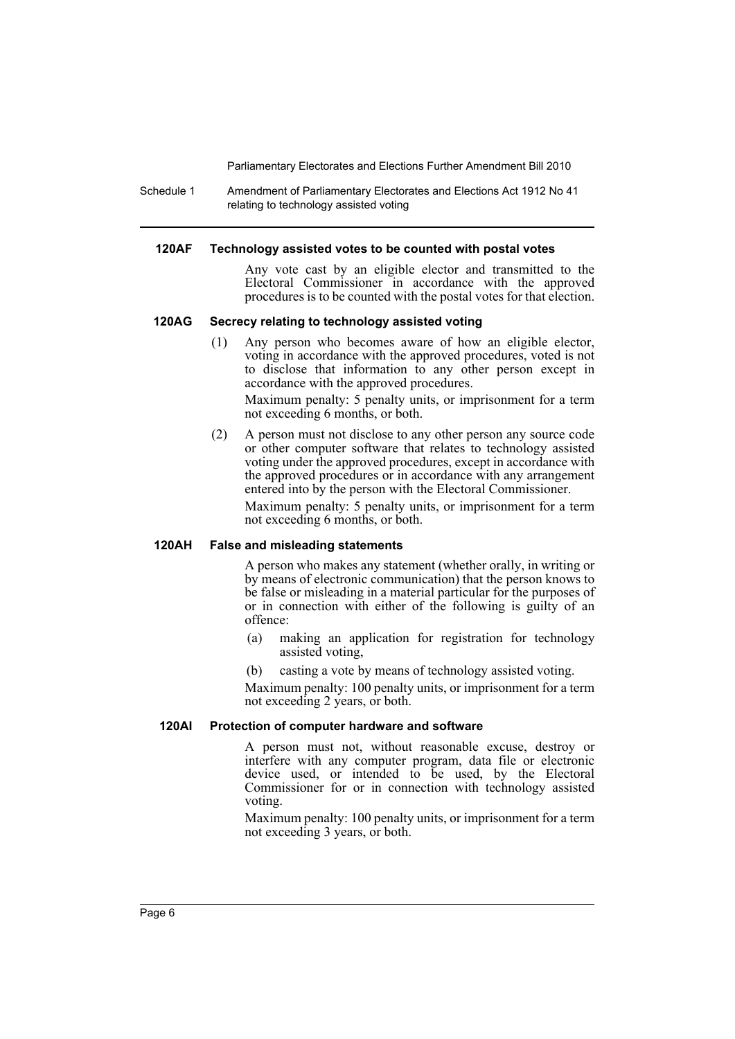#### 120AF Technology assisted votes to be counted with postal votes

Any vote cast by an eligible elector and transmitted to the Electoral Commissioner in accordance with the approved procedures is to be counted with the postal votes for that election.

#### 120AG Secrecy relating to technology assisted voting

(1) Any person who becomes aware of how an eligible elector, voting in accordance with the approved procedures, voted is not to disclose that information to any other person except in accordance with the approved procedures.

Maximum penalty: 5 penalty units, or imprisonment for a term not exceeding 6 months, or both.

(2) A person must not disclose to any other person any source code or other computer software that relates to technology assisted voting under the approved procedures, except in accordance with the approved procedures or in accordance with any arrangement entered into by the person with the Electoral Commissioner.

Maximum penalty: 5 penalty units, or imprisonment for a term not exceeding 6 months, or both.

#### 120AH False and misleading statements

A person who makes any statement (whether orally, in writing or by means of electronic communication) that the person knows to be false or misleading in a material particular for the purposes of or in connection with either of the following is guilty of an offence:

(a) making an application for registration for technology assisted voting,

(b) casting a vote by means of technology assisted voting.

Maximum penalty: 100 penalty units, or imprisonment for a term not exceeding 2 years, or both.

#### 120AI Protection of computer hardware and software

A person must not, without reasonable excuse, destroy or interfere with any computer program, data file or electronic device used, or intended to be used, by the Electoral Commissioner for or in connection with technology assisted voting.

Maximum penalty: 100 penalty units, or imprisonment for a term not exceeding 3 years, or both.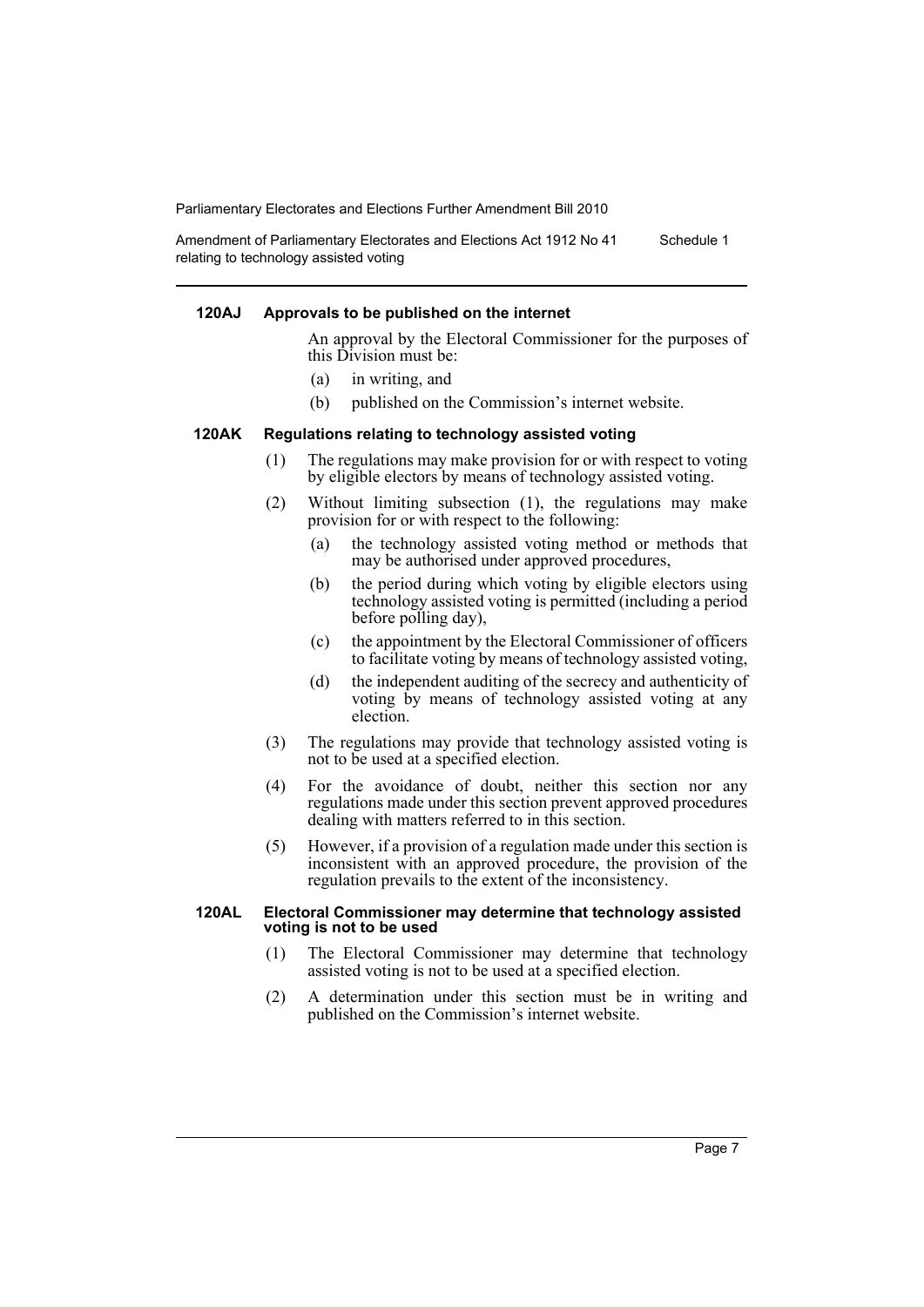#### 120AJ Approvals to be published on the internet

An approval by the Electoral Commissioner for the purposes of this Division must be:

(a) in writing, and

(b) published on the Commission's internet website.

#### 120AK Regulations relating to technology assisted voting

(1) The regulations may make provision for or with respect to voting by eligible electors by means of technology assisted voting.

(2) Without limiting subsection (1), the regulations may make provision for or with respect to the following:

- (a) the technology assisted voting method or methods that may be authorised under approved procedures,
- (b) the period during which voting by eligible electors using technology assisted voting is permitted (including a period before polling day),
- (c) the appointment by the Electoral Commissioner of officers to facilitate voting by means of technology assisted voting,
- (d) the independent auditing of the secrecy and authenticity of voting by means of technology assisted voting at any election.

(3) The regulations may provide that technology assisted voting is not to be used at a specified election.

(4) For the avoidance of doubt, neither this section nor any regulations made under this section prevent approved procedures dealing with matters referred to in this section.

(5) However, if a provision of a regulation made under this section is inconsistent with an approved procedure, the provision of the regulation prevails to the extent of the inconsistency.

#### 120AL Electoral Commissioner may determine that technology assisted voting is not to be used

(1) The Electoral Commissioner may determine that technology assisted voting is not to be used at a specified election.

(2) A determination under this section must be in writing and published on the Commission's internet website.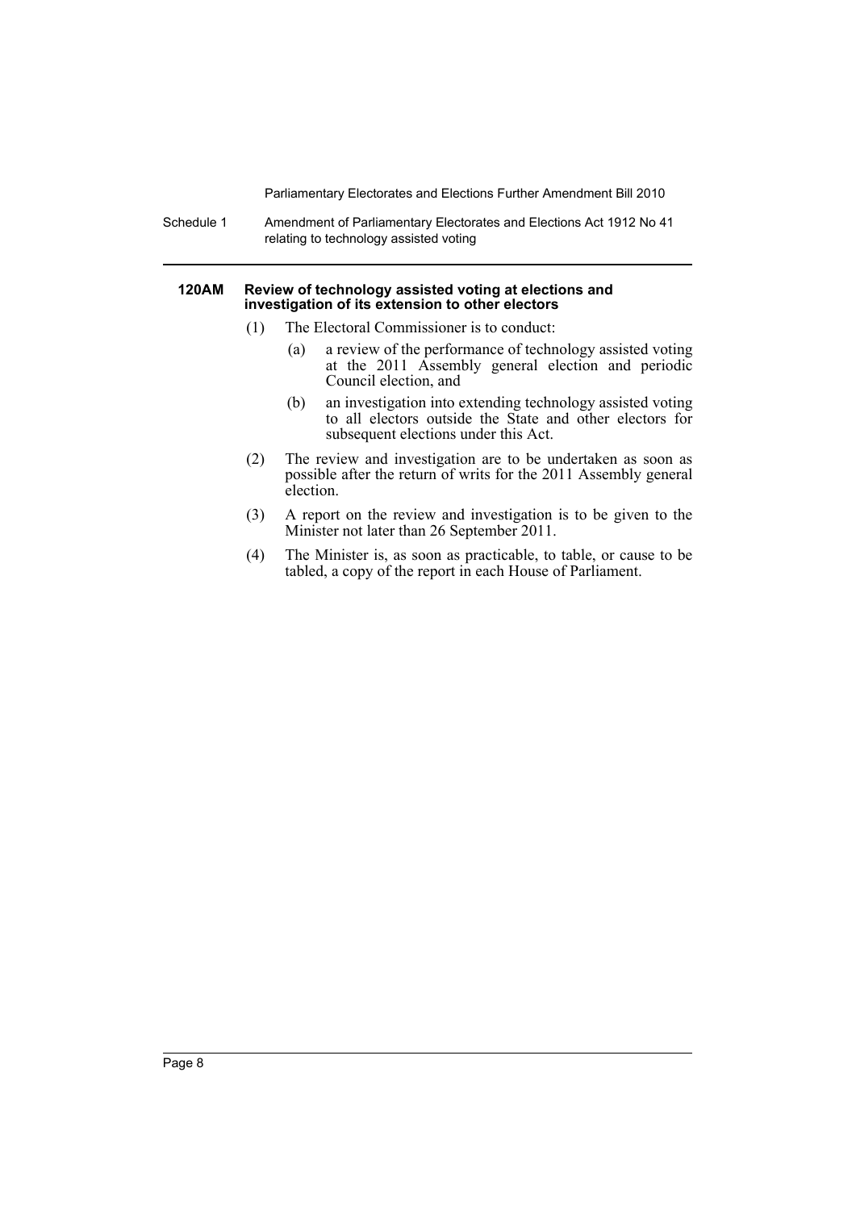#### 120AM Review of technology assisted voting at elections and investigation of its extension to other electors

(1) The Electoral Commissioner is to conduct:

- (a) a review of the performance of technology assisted voting at the 2011 Assembly general election and periodic Council election, and
- (b) an investigation into extending technology assisted voting to all electors outside the State and other electors for subsequent elections under this Act.

(2) The review and investigation are to be undertaken as soon as possible after the return of writs for the 2011 Assembly general election.

(3) A report on the review and investigation is to be given to the Minister not later than 26 September 2011.

(4) The Minister is, as soon as practicable, to table, or cause to be tabled, a copy of the report in each House of Parliament.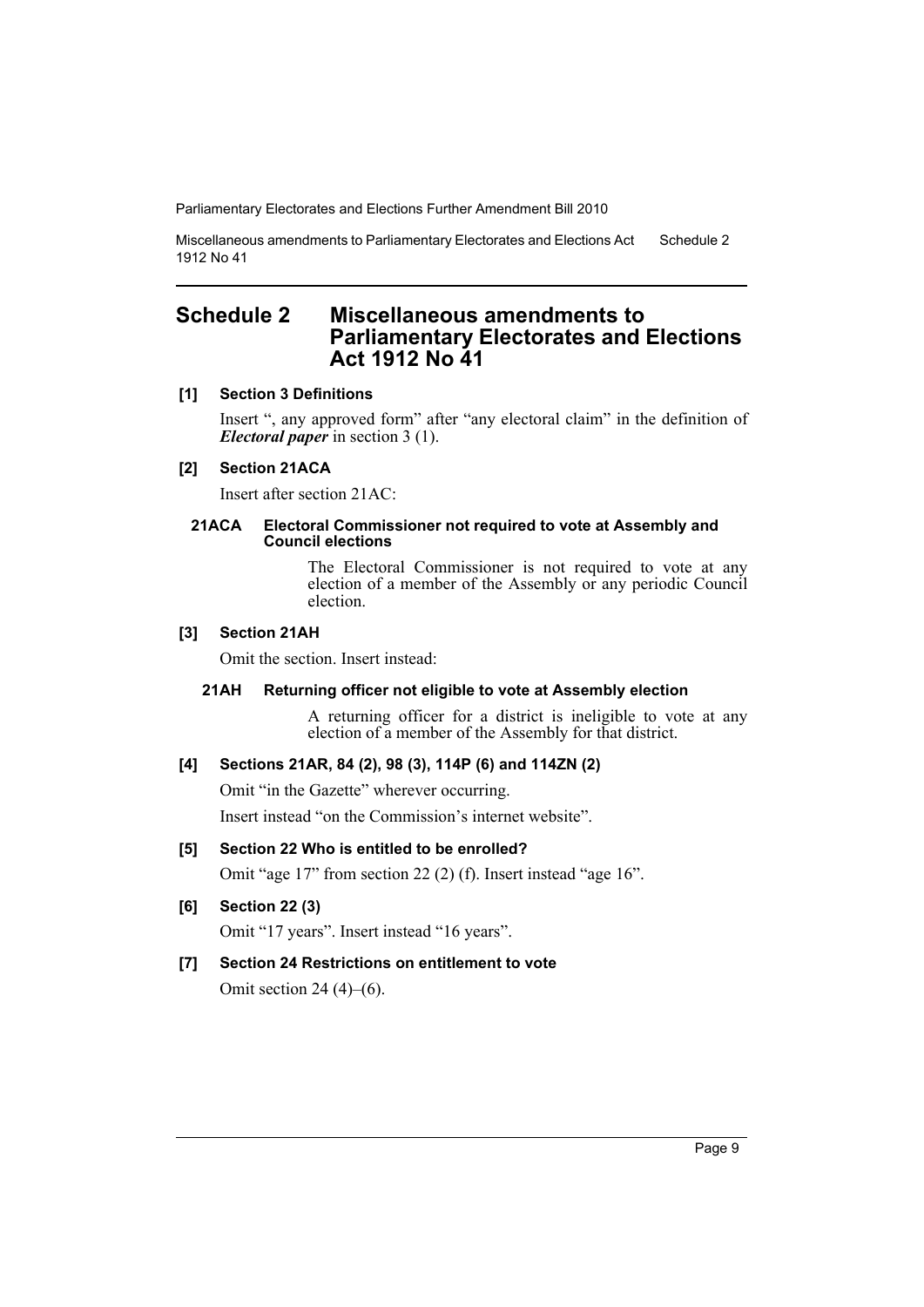# Schedule 2 Miscellaneous amendments to Parliamentary Electorates and Elections Act 1912 No 41

**[1] Section 3 Definitions**

Insert ", any approved form" after "any electoral claim" in the definition of ***Electoral paper*** in section 3 (1).

**[2] Section 21ACA**

Insert after section 21AC:

**21ACA Electoral Commissioner not required to vote at Assembly and Council elections**

The Electoral Commissioner is not required to vote at any election of a member of the Assembly or any periodic Council election.

**[3] Section 21AH**

Omit the section. Insert instead:

**21AH Returning officer not eligible to vote at Assembly election**

A returning officer for a district is ineligible to vote at any election of a member of the Assembly for that district.

**[4] Sections 21AR, 84 (2), 98 (3), 114P (6) and 114ZN (2)**

Omit "in the Gazette" wherever occurring.

Insert instead "on the Commission's internet website".

**[5] Section 22 Who is entitled to be enrolled?**

Omit "age 17" from section 22 (2) (f). Insert instead "age 16".

**[6] Section 22 (3)**

Omit "17 years". Insert instead "16 years".

**[7] Section 24 Restrictions on entitlement to vote**

Omit section 24 (4)–(6).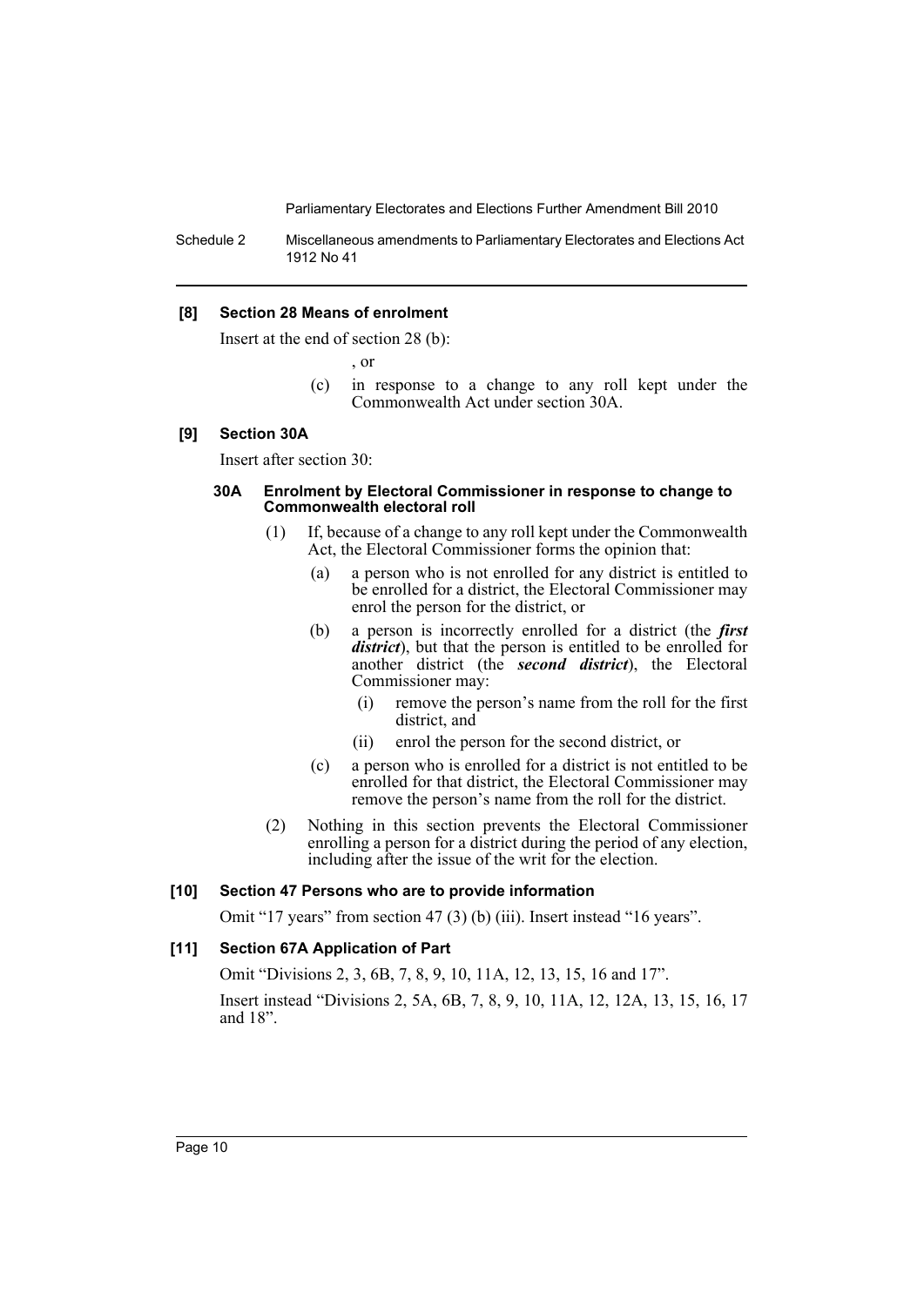### [8] Section 28 Means of enrolment

Insert at the end of section 28 (b):

, or

(c) in response to a change to any roll kept under the Commonwealth Act under section 30A.

### [9] Section 30A

Insert after section 30:

#### 30A Enrolment by Electoral Commissioner in response to change to Commonwealth electoral roll

(1) If, because of a change to any roll kept under the Commonwealth Act, the Electoral Commissioner forms the opinion that:

- (a) a person who is not enrolled for any district is entitled to be enrolled for a district, the Electoral Commissioner may enrol the person for the district, or
- (b) a person is incorrectly enrolled for a district (the ***first district***), but that the person is entitled to be enrolled for another district (the ***second district***), the Electoral Commissioner may:
  - (i) remove the person's name from the roll for the first district, and
  - (ii) enrol the person for the second district, or
- (c) a person who is enrolled for a district is not entitled to be enrolled for that district, the Electoral Commissioner may remove the person's name from the roll for the district.

(2) Nothing in this section prevents the Electoral Commissioner enrolling a person for a district during the period of any election, including after the issue of the writ for the election.

### [10] Section 47 Persons who are to provide information

Omit "17 years" from section 47 (3) (b) (iii). Insert instead "16 years".

### [11] Section 67A Application of Part

Omit "Divisions 2, 3, 6B, 7, 8, 9, 10, 11A, 12, 13, 15, 16 and 17".

Insert instead "Divisions 2, 5A, 6B, 7, 8, 9, 10, 11A, 12, 12A, 13, 15, 16, 17 and 18".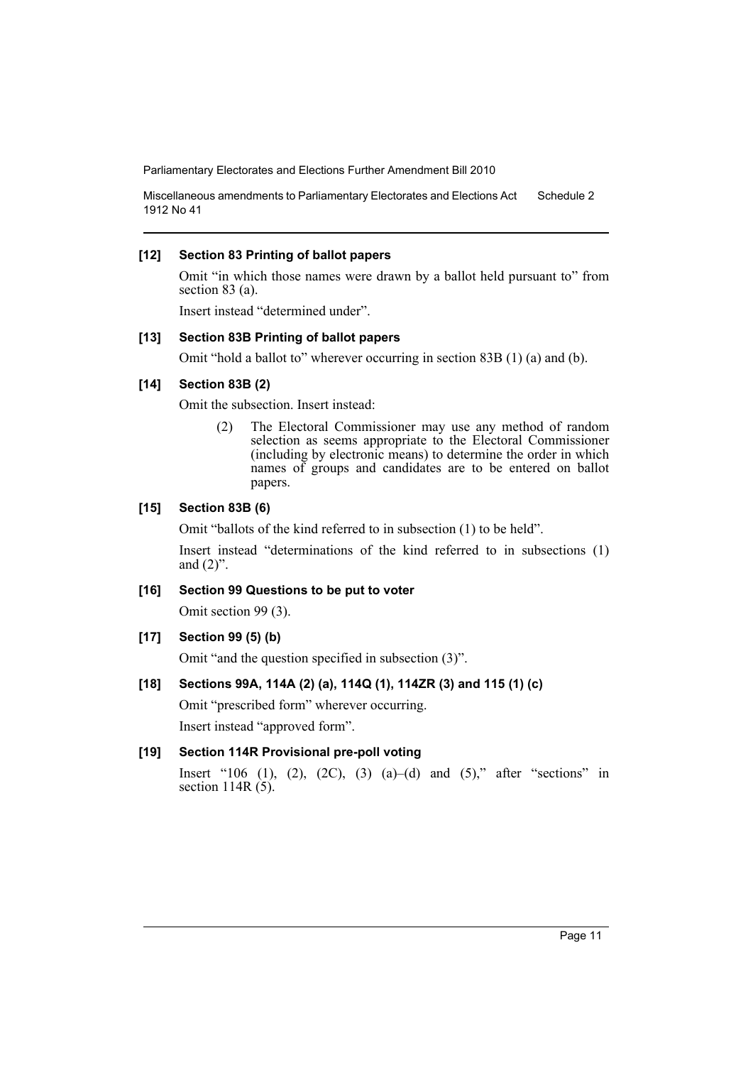#### [12] Section 83 Printing of ballot papers

Omit "in which those names were drawn by a ballot held pursuant to" from section 83 (a).

Insert instead "determined under".

#### [13] Section 83B Printing of ballot papers

Omit "hold a ballot to" wherever occurring in section 83B (1) (a) and (b).

#### [14] Section 83B (2)

Omit the subsection. Insert instead:

> (2) The Electoral Commissioner may use any method of random selection as seems appropriate to the Electoral Commissioner (including by electronic means) to determine the order in which names of groups and candidates are to be entered on ballot papers.

#### [15] Section 83B (6)

Omit "ballots of the kind referred to in subsection (1) to be held".

Insert instead "determinations of the kind referred to in subsections (1) and (2)".

#### [16] Section 99 Questions to be put to voter

Omit section 99 (3).

#### [17] Section 99 (5) (b)

Omit "and the question specified in subsection (3)".

#### [18] Sections 99A, 114A (2) (a), 114Q (1), 114ZR (3) and 115 (1) (c)

Omit "prescribed form" wherever occurring.

Insert instead "approved form".

#### [19] Section 114R Provisional pre-poll voting

Insert "106 (1), (2), (2C), (3) (a)–(d) and (5)," after "sections" in section 114R (5).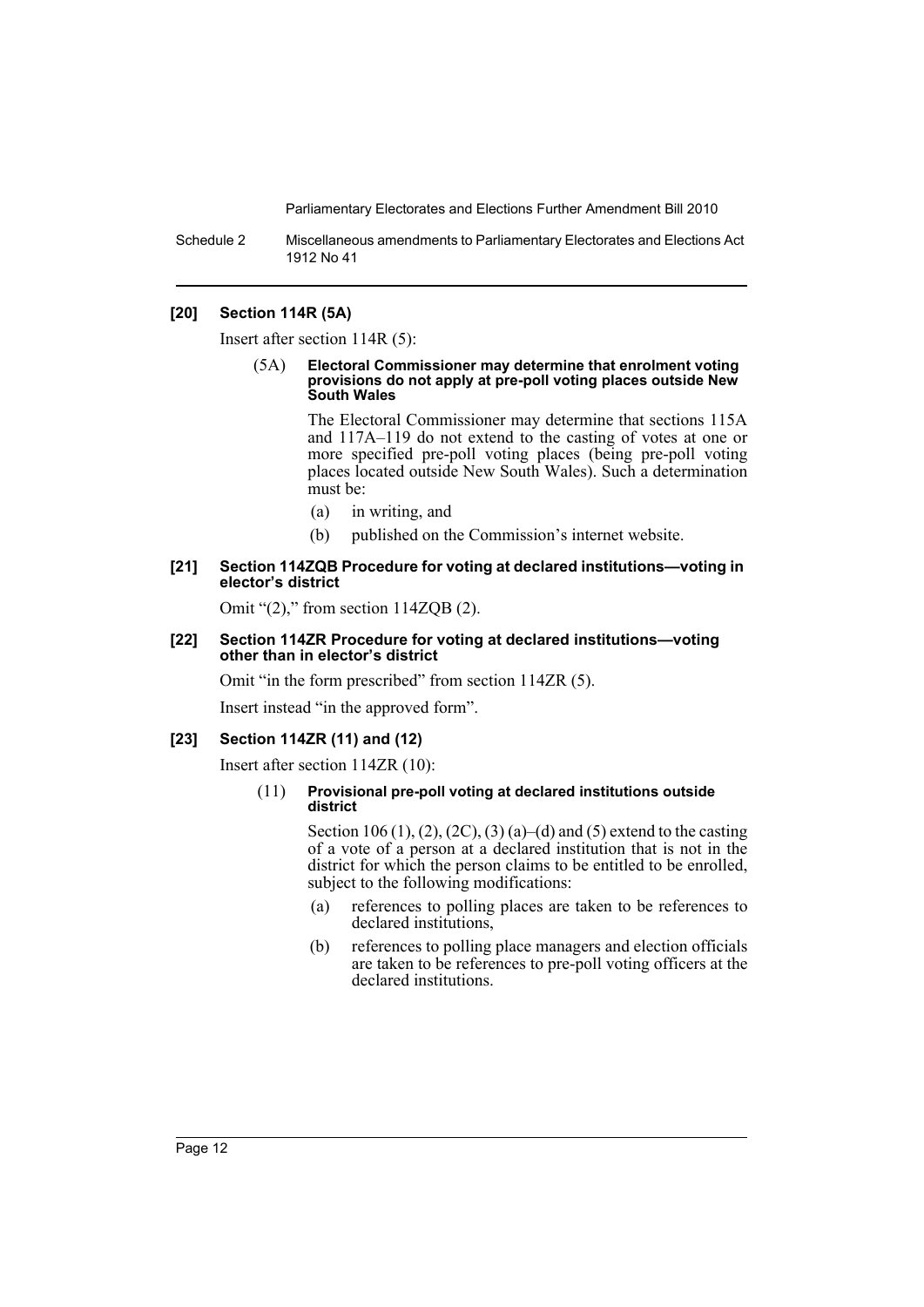### [20] Section 114R (5A)

Insert after section 114R (5):

(5A) **Electoral Commissioner may determine that enrolment voting provisions do not apply at pre-poll voting places outside New South Wales**

The Electoral Commissioner may determine that sections 115A and 117A–119 do not extend to the casting of votes at one or more specified pre-poll voting places (being pre-poll voting places located outside New South Wales). Such a determination must be:

- (a) in writing, and
- (b) published on the Commission's internet website.

### [21] Section 114ZQB Procedure for voting at declared institutions—voting in elector's district

Omit "(2)," from section 114ZQB (2).

### [22] Section 114ZR Procedure for voting at declared institutions—voting other than in elector's district

Omit "in the form prescribed" from section 114ZR (5).

Insert instead "in the approved form".

### [23] Section 114ZR (11) and (12)

Insert after section 114ZR (10):

(11) **Provisional pre-poll voting at declared institutions outside district**

Section 106 (1), (2), (2C), (3) (a)–(d) and (5) extend to the casting of a vote of a person at a declared institution that is not in the district for which the person claims to be entitled to be enrolled, subject to the following modifications:

- (a) references to polling places are taken to be references to declared institutions,
- (b) references to polling place managers and election officials are taken to be references to pre-poll voting officers at the declared institutions.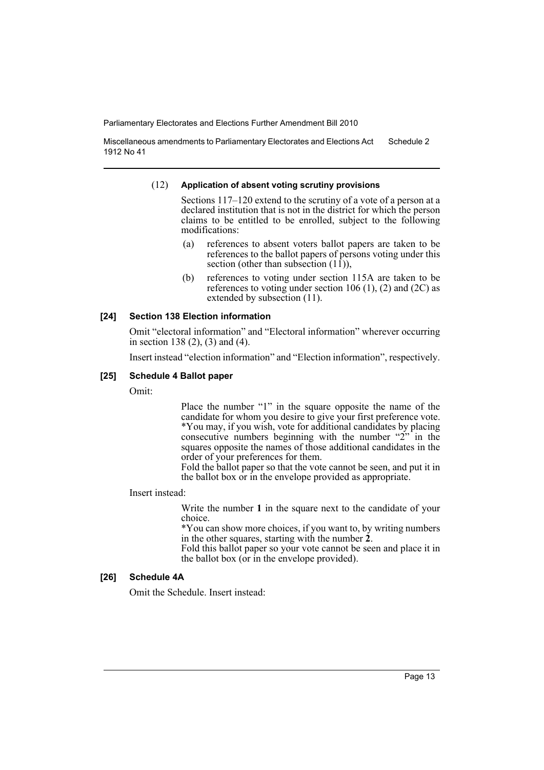(12) **Application of absent voting scrutiny provisions**

Sections 117–120 extend to the scrutiny of a vote of a person at a declared institution that is not in the district for which the person claims to be entitled to be enrolled, subject to the following modifications:

- (a) references to absent voters ballot papers are taken to be references to the ballot papers of persons voting under this section (other than subsection (11)),
- (b) references to voting under section 115A are taken to be references to voting under section 106 (1), (2) and (2C) as extended by subsection (11).

### [24] Section 138 Election information

Omit "electoral information" and "Electoral information" wherever occurring in section 138 (2), (3) and (4).

Insert instead "election information" and "Election information", respectively.

### [25] Schedule 4 Ballot paper

Omit:

> Place the number "1" in the square opposite the name of the candidate for whom you desire to give your first preference vote.
> *You may, if you wish, vote for additional candidates by placing consecutive numbers beginning with the number "2" in the squares opposite the names of those additional candidates in the order of your preferences for them.
> Fold the ballot paper so that the vote cannot be seen, and put it in the ballot box or in the envelope provided as appropriate.

Insert instead:

> Write the number **1** in the square next to the candidate of your choice.
> *You can show more choices, if you want to, by writing numbers in the other squares, starting with the number **2**.
> Fold this ballot paper so your vote cannot be seen and place it in the ballot box (or in the envelope provided).

### [26] Schedule 4A

Omit the Schedule. Insert instead: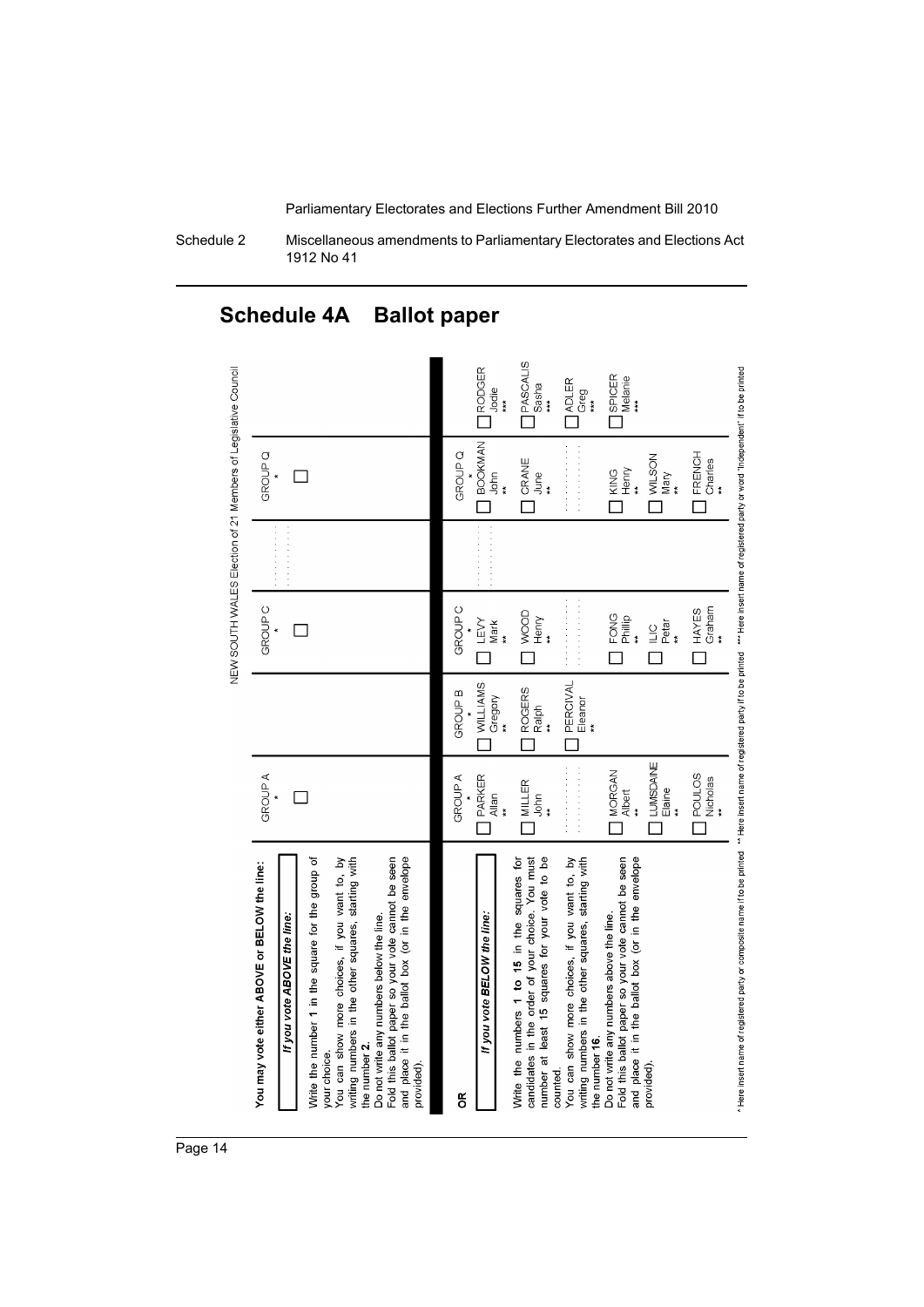# Schedule 4A Ballot paper

NEW SOUTH WALES Election of 21 Members of Legislative Council

**You may vote either ABOVE or BELOW the line:**

***If you vote ABOVE the line:***

Write the number **1** in the square for the group of your choice.

You can show more choices, if you want to, by writing numbers in the other squares, starting with the number **2**.

Do not write any numbers below the line.

Fold this ballot paper so your vote cannot be seen and place it in the ballot box (or in the envelope provided).

| GROUP A | | GROUP C | | GROUP Q |
|---|---|---|---|---|
| * | | * | | * |
| ☐ | | ☐ | . . . . . | ☐ |

**OR**

***If you vote BELOW the line:***

Write the numbers **1 to 15** in the squares for candidates in the order of your choice. You must number at least 15 squares for your vote to be counted.

You can show more choices, if you want to, by writing numbers in the other squares, starting with the number **16**.

Do not write any numbers above the line.

Fold this ballot paper so your vote cannot be seen and place it in the ballot box (or in the envelope provided).

| GROUP A | GROUP B | GROUP C | | GROUP Q | |
|---|---|---|---|---|---|
| * | * | * | | * | |
| ☐ PARKER Allan ** | ☐ WILLIAMS Gregory ** | ☐ LEVY Mark ** | . . . . . | ☐ BOOKMAN John ** | ☐ RODGER Jodie *** |
| ☐ MILLER John ** | ☐ ROGERS Ralph ** | ☐ WOOD Henry ** | | ☐ CRANE June ** | ☐ PASCALIS Sasha *** |
| . . . . . | ☐ PERCIVAL Eleanor ** | . . . . . | | . . . . . | ☐ ADLER Greg *** |
| ☐ MORGAN Albert ** | | ☐ FONG Phillip ** | | ☐ KING Henry ** | ☐ SPICER Melanie *** |
| ☐ LUMSDAINE Elaine ** | | ☐ ILIC Petar ** | | ☐ WILSON Mary ** | |
| ☐ POULOS Nicholas ** | | ☐ HAYES Graham ** | | ☐ FRENCH Charles ** | |

\* Here insert name of registered party or composite name if to be printed ** Here insert name of registered party if to be printed *** Here insert name of registered party or word "Independent" if to be printed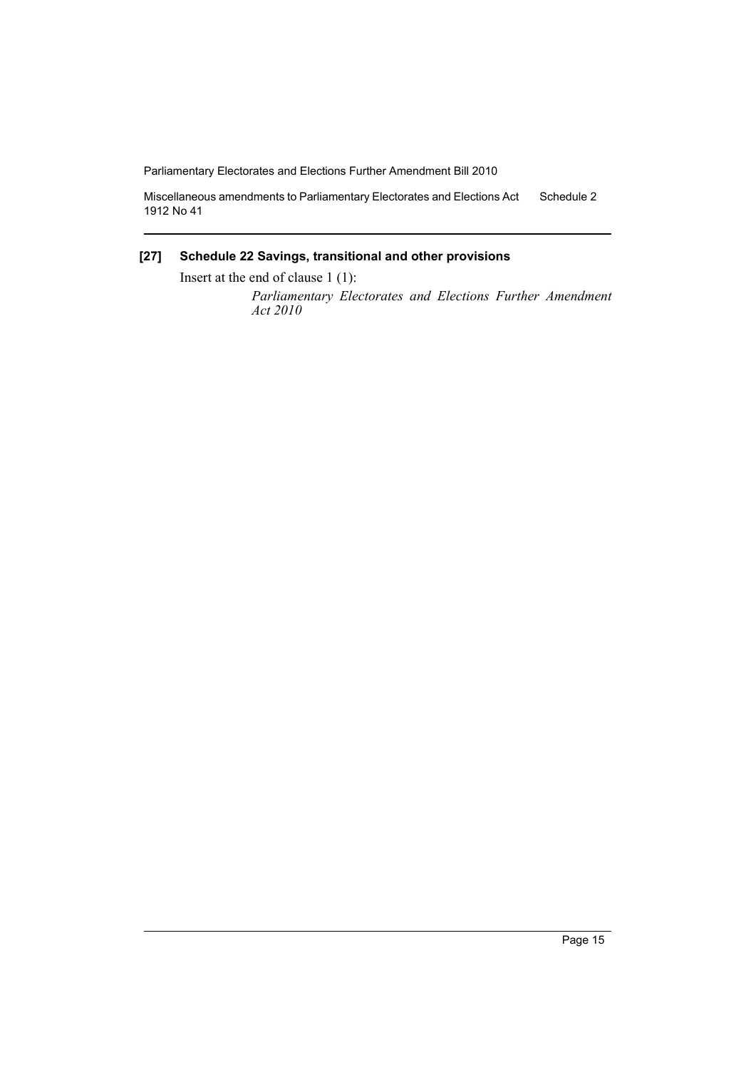### [27] Schedule 22 Savings, transitional and other provisions

Insert at the end of clause 1 (1):

*Parliamentary Electorates and Elections Further Amendment Act 2010*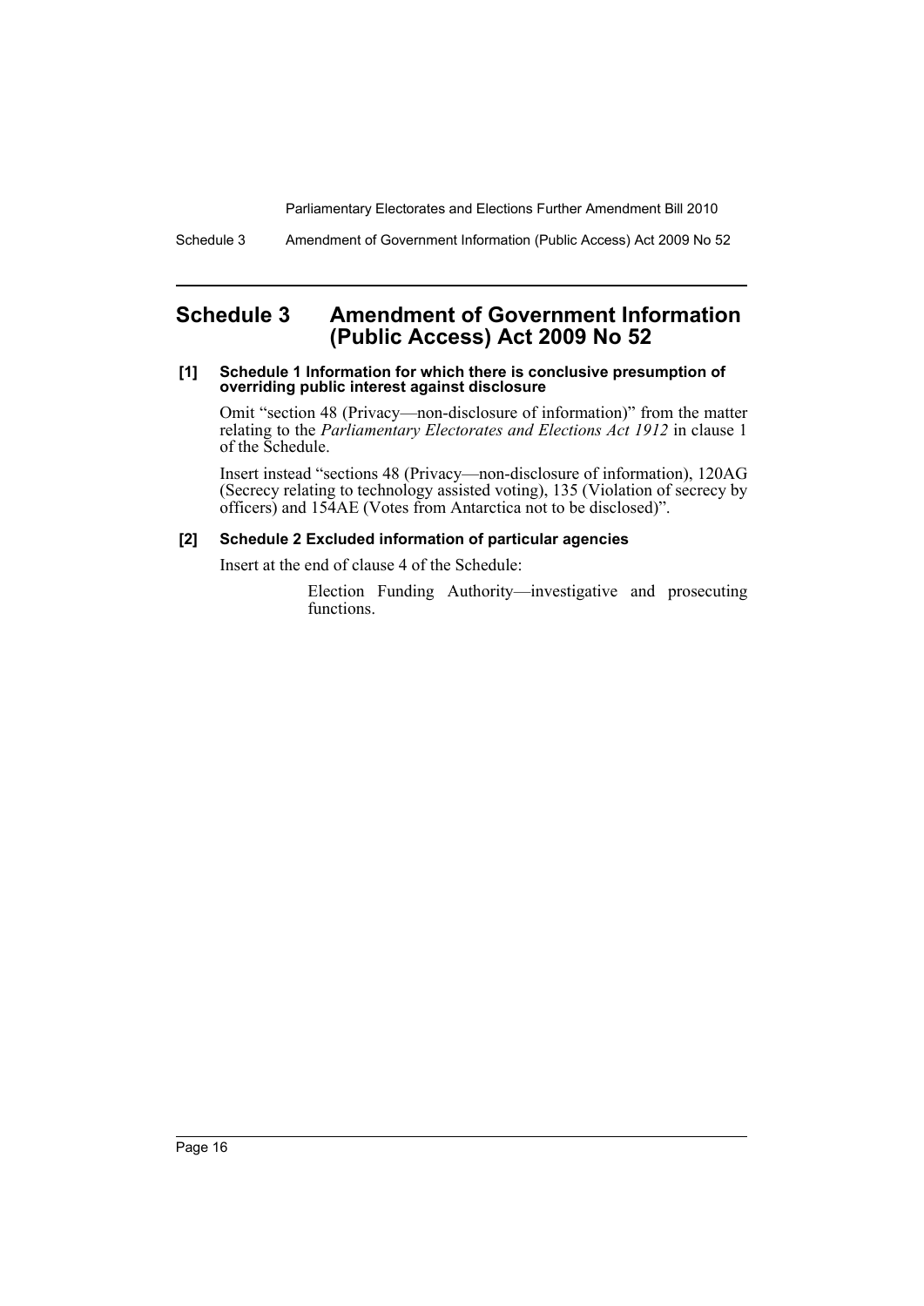# Schedule 3 Amendment of Government Information (Public Access) Act 2009 No 52

**[1] Schedule 1 Information for which there is conclusive presumption of overriding public interest against disclosure**

Omit "section 48 (Privacy—non-disclosure of information)" from the matter relating to the *Parliamentary Electorates and Elections Act 1912* in clause 1 of the Schedule.

Insert instead "sections 48 (Privacy—non-disclosure of information), 120AG (Secrecy relating to technology assisted voting), 135 (Violation of secrecy by officers) and 154AE (Votes from Antarctica not to be disclosed)".

**[2] Schedule 2 Excluded information of particular agencies**

Insert at the end of clause 4 of the Schedule:

> Election Funding Authority—investigative and prosecuting functions.